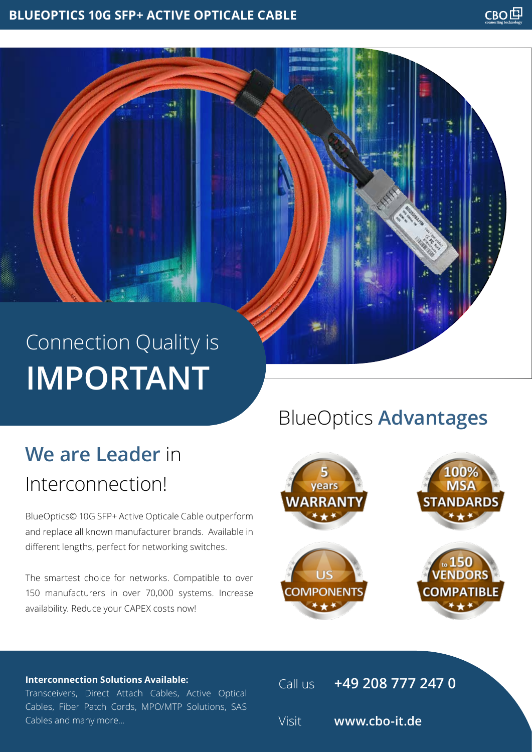# BLUEOPTICS 10G SFP+ ACTIVE OPTICALE CABLE

## Connection Quality is **IMPORTANT**

## BlueOptics **Advantages**

- 5 years WARRANTY
- 100% MSA STANDARDS
- US COMPONENTS
- to 150 VENDORS COMPATIBLE

## **We are Leader** in Interconnection!

BlueOptics© 10G SFP+ Active Opticale Cable outperform and replace all known manufacturer brands. Available in different lengths, perfect for networking switches.

The smartest choice for networks. Compatible to over 150 manufacturers in over 70,000 systems. Increase availability. Reduce your CAPEX costs now!

**Interconnection Solutions Available:**
Transceivers, Direct Attach Cables, Active Optical Cables, Fiber Patch Cords, MPO/MTP Solutions, SAS Cables and many more...

Call us **+49 208 777 247 0**

Visit **www.cbo-it.de**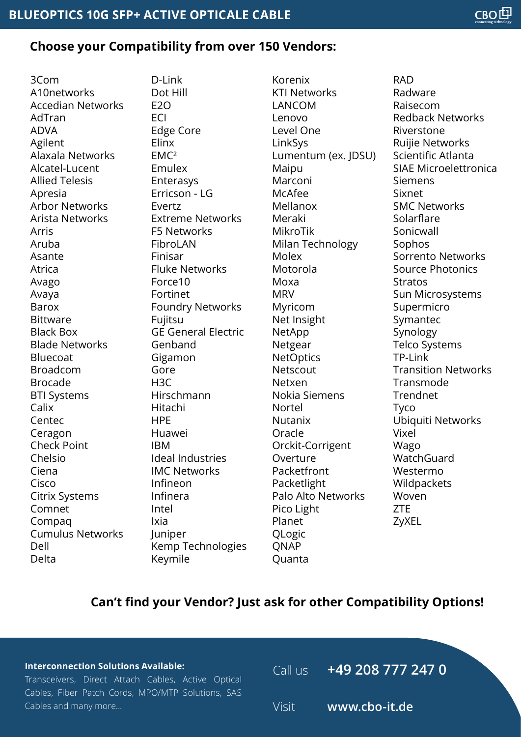# BLUEOPTICS 10G SFP+ ACTIVE OPTICALE CABLE

## Choose your Compatibility from over 150 Vendors:

3Com
A10networks
Accedian Networks
AdTran
ADVA
Agilent
Alaxala Networks
Alcatel-Lucent
Allied Telesis
Apresia
Arbor Networks
Arista Networks
Arris
Aruba
Asante
Atrica
Avago
Avaya
Barox
Bittware
Black Box
Blade Networks
Bluecoat
Broadcom
Brocade
BTI Systems
Calix
Centec
Ceragon
Check Point
Chelsio
Ciena
Cisco
Citrix Systems
Comnet
Compaq
Cumulus Networks
Dell
Delta
D-Link
Dot Hill
E2O
ECI
Edge Core
Elinx
EMC²
Emulex
Enterasys
Erricson - LG
Evertz
Extreme Networks
F5 Networks
FibroLAN
Finisar
Fluke Networks
Force10
Fortinet
Foundry Networks
Fujitsu
GE General Electric
Genband
Gigamon
Gore
H3C
Hirschmann
Hitachi
HPE
Huawei
IBM
Ideal Industries
IMC Networks
Infineon
Infinera
Intel
Ixia
Juniper
Kemp Technologies
Keymile
Korenix
KTI Networks
LANCOM
Lenovo
Level One
LinkSys
Lumentum (ex. JDSU)
Maipu
Marconi
McAfee
Mellanox
Meraki
MikroTik
Milan Technology
Molex
Motorola
Moxa
MRV
Myricom
Net Insight
NetApp
Netgear
NetOptics
Netscout
Netxen
Nokia Siemens
Nortel
Nutanix
Oracle
Orckit-Corrigent
Overture
Packetfront
Packetlight
Palo Alto Networks
Pico Light
Planet
QLogic
QNAP
Quanta
RAD
Radware
Raisecom
Redback Networks
Riverstone
Ruijie Networks
Scientific Atlanta
SIAE Microelettronica
Siemens
Sixnet
SMC Networks
Solarflare
Sonicwall
Sophos
Sorrento Networks
Source Photonics
Stratos
Sun Microsystems
Supermicro
Symantec
Synology
Telco Systems
TP-Link
Transition Networks
Transmode
Trendnet
Tyco
Ubiquiti Networks
Vixel
Wago
WatchGuard
Westermo
Wildpackets
Woven
ZTE
ZyXEL

**Can't find your Vendor? Just ask for other Compatibility Options!**

**Interconnection Solutions Available:**
Transceivers, Direct Attach Cables, Active Optical Cables, Fiber Patch Cords, MPO/MTP Solutions, SAS Cables and many more...

Call us **+49 208 777 247 0**

Visit **www.cbo-it.de**